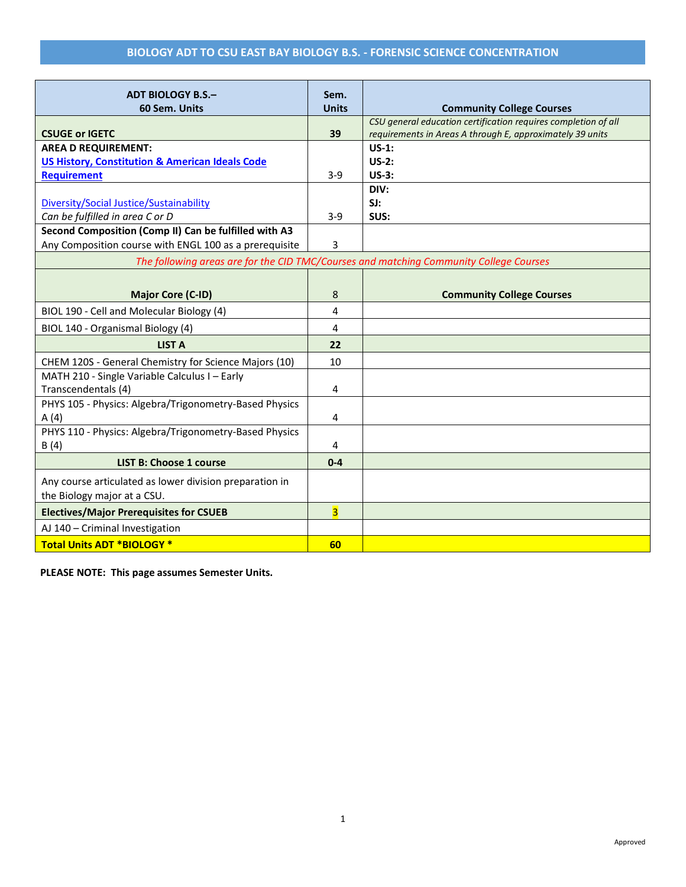## BIOLOGY ADT TO CSU EAST BAY BIOLOGY B.S. - FORENSIC SCIENCE CONCENTRATION

| ADT BIOLOGY B.S.– 60 Sem. Units | Sem. Units | Community College Courses |
|---|---|---|
| **CSUGE or IGETC** | **39** | *CSU general education certification requires completion of all requirements in Areas A through E, approximately 39 units* |
| **AREA D REQUIREMENT:** **US History, Constitution & American Ideals Code Requirement** | 3-9 | **US-1:** **US-2:** **US-3:** |
| Diversity/Social Justice/Sustainability *Can be fulfilled in area C or D* | 3-9 | **DIV:** **SJ:** **SUS:** |
| **Second Composition (Comp II) Can be fulfilled with A3** Any Composition course with ENGL 100 as a prerequisite | 3 | |
| *The following areas are for the CID TMC/Courses and matching Community College Courses* | | |
| **Major Core (C-ID)** | 8 | **Community College Courses** |
| BIOL 190 - Cell and Molecular Biology (4) | 4 | |
| BIOL 140 - Organismal Biology (4) | 4 | |
| **LIST A** | **22** | |
| CHEM 120S - General Chemistry for Science Majors (10) | 10 | |
| MATH 210 - Single Variable Calculus I – Early Transcendentals (4) | 4 | |
| PHYS 105 - Physics: Algebra/Trigonometry-Based Physics A (4) | 4 | |
| PHYS 110 - Physics: Algebra/Trigonometry-Based Physics B (4) | 4 | |
| **LIST B: Choose 1 course** | **0-4** | |
| Any course articulated as lower division preparation in the Biology major at a CSU. | | |
| **Electives/Major Prerequisites for CSUEB** | 3 | |
| AJ 140 – Criminal Investigation | | |
| **Total Units ADT \*BIOLOGY \*** | **60** | |

**PLEASE NOTE: This page assumes Semester Units.**

Approved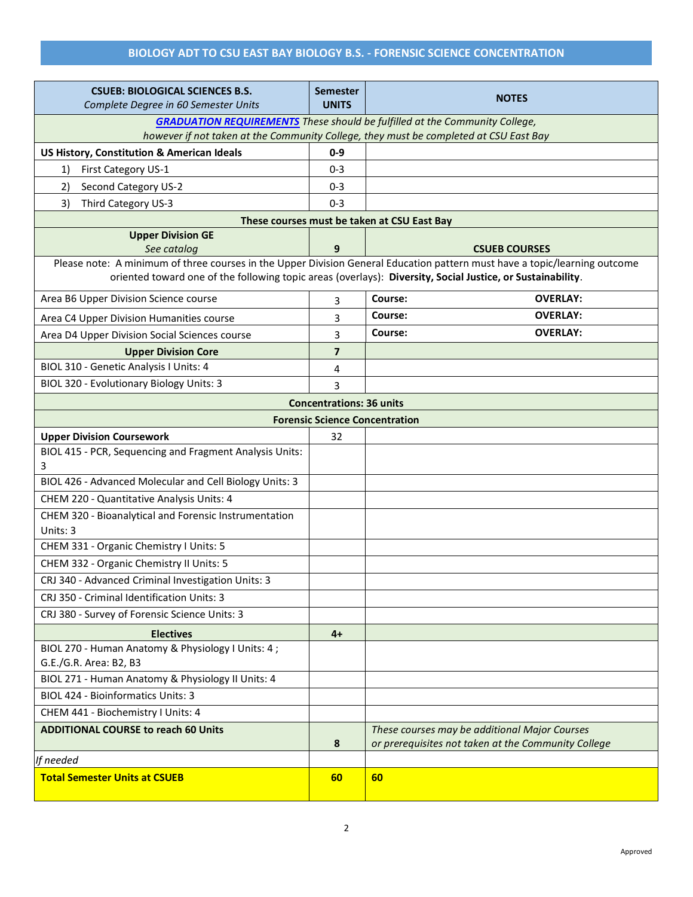## BIOLOGY ADT TO CSU EAST BAY BIOLOGY B.S. - FORENSIC SCIENCE CONCENTRATION

| **CSUEB: BIOLOGICAL SCIENCES B.S.** *Complete Degree in 60 Semester Units* | **Semester UNITS** | **NOTES** | |
|---|---|---|---|
| ***GRADUATION REQUIREMENTS*** *These should be fulfilled at the Community College, however if not taken at the Community College, they must be completed at CSU East Bay* | | | |
| **US History, Constitution & American Ideals** | **0-9** | | |
| 1) First Category US-1 | 0-3 | | |
| 2) Second Category US-2 | 0-3 | | |
| 3) Third Category US-3 | 0-3 | | |
| **These courses must be taken at CSU East Bay** | | | |
| **Upper Division GE** *See catalog* | **9** | **CSUEB COURSES** | |
| Please note: A minimum of three courses in the Upper Division General Education pattern must have a topic/learning outcome oriented toward one of the following topic areas (overlays): **Diversity, Social Justice, or Sustainability**. | | | |
| Area B6 Upper Division Science course | 3 | **Course:** | **OVERLAY:** |
| Area C4 Upper Division Humanities course | 3 | **Course:** | **OVERLAY:** |
| Area D4 Upper Division Social Sciences course | 3 | **Course:** | **OVERLAY:** |
| **Upper Division Core** | **7** | | |
| BIOL 310 - Genetic Analysis I Units: 4 | 4 | | |
| BIOL 320 - Evolutionary Biology Units: 3 | 3 | | |
| **Concentrations: 36 units** | | | |
| **Forensic Science Concentration** | | | |
| **Upper Division Coursework** | 32 | | |
| BIOL 415 - PCR, Sequencing and Fragment Analysis Units: 3 | | | |
| BIOL 426 - Advanced Molecular and Cell Biology Units: 3 | | | |
| CHEM 220 - Quantitative Analysis Units: 4 | | | |
| CHEM 320 - Bioanalytical and Forensic Instrumentation Units: 3 | | | |
| CHEM 331 - Organic Chemistry I Units: 5 | | | |
| CHEM 332 - Organic Chemistry II Units: 5 | | | |
| CRJ 340 - Advanced Criminal Investigation Units: 3 | | | |
| CRJ 350 - Criminal Identification Units: 3 | | | |
| CRJ 380 - Survey of Forensic Science Units: 3 | | | |
| **Electives** | **4+** | | |
| BIOL 270 - Human Anatomy & Physiology I Units: 4 ; G.E./G.R. Area: B2, B3 | | | |
| BIOL 271 - Human Anatomy & Physiology II Units: 4 | | | |
| BIOL 424 - Bioinformatics Units: 3 | | | |
| CHEM 441 - Biochemistry I Units: 4 | | | |
| **ADDITIONAL COURSE to reach 60 Units** | **8** | *These courses may be additional Major Courses or prerequisites not taken at the Community College* | |
| *If needed* | | | |
| **Total Semester Units at CSUEB** | **60** | **60** | |

Approved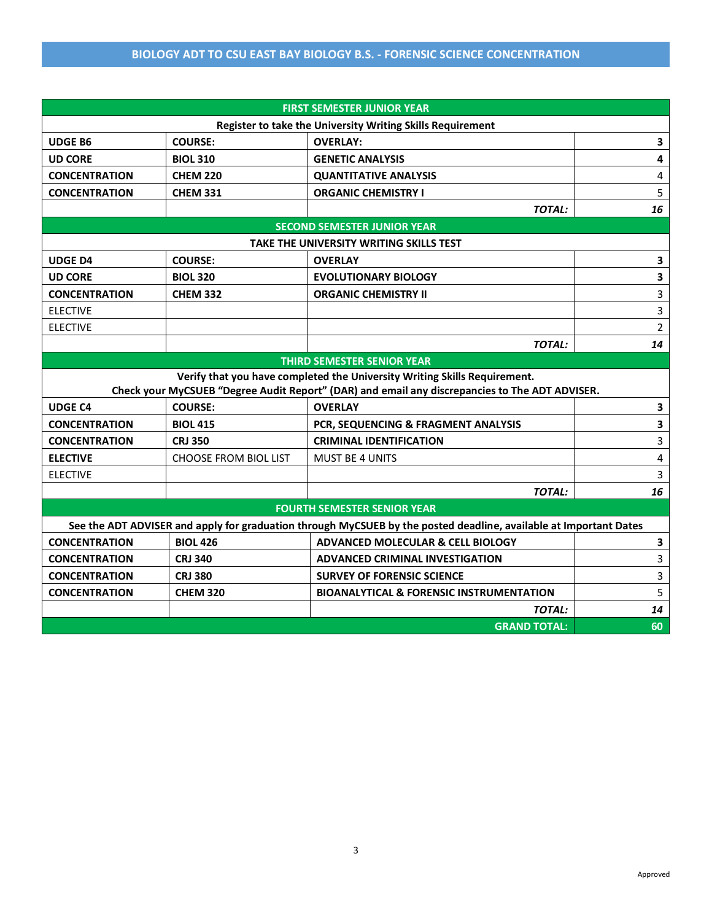# BIOLOGY ADT TO CSU EAST BAY BIOLOGY B.S. - FORENSIC SCIENCE CONCENTRATION

| | | | |
|---|---|---|---|
| **FIRST SEMESTER JUNIOR YEAR** | | | |
| **Register to take the University Writing Skills Requirement** | | | |
| **UDGE B6** | **COURSE:** | **OVERLAY:** | **3** |
| **UD CORE** | **BIOL 310** | **GENETIC ANALYSIS** | **4** |
| **CONCENTRATION** | **CHEM 220** | **QUANTITATIVE ANALYSIS** | 4 |
| **CONCENTRATION** | **CHEM 331** | **ORGANIC CHEMISTRY I** | 5 |
| | | ***TOTAL:*** | ***16*** |
| **SECOND SEMESTER JUNIOR YEAR** | | | |
| **TAKE THE UNIVERSITY WRITING SKILLS TEST** | | | |
| **UDGE D4** | **COURSE:** | **OVERLAY** | **3** |
| **UD CORE** | **BIOL 320** | **EVOLUTIONARY BIOLOGY** | **3** |
| **CONCENTRATION** | **CHEM 332** | **ORGANIC CHEMISTRY II** | 3 |
| ELECTIVE | | | 3 |
| ELECTIVE | | | 2 |
| | | ***TOTAL:*** | ***14*** |
| **THIRD SEMESTER SENIOR YEAR** | | | |
| **Verify that you have completed the University Writing Skills Requirement. Check your MyCSUEB "Degree Audit Report" (DAR) and email any discrepancies to The ADT ADVISER.** | | | |
| **UDGE C4** | **COURSE:** | **OVERLAY** | **3** |
| **CONCENTRATION** | **BIOL 415** | **PCR, SEQUENCING & FRAGMENT ANALYSIS** | **3** |
| **CONCENTRATION** | **CRJ 350** | **CRIMINAL IDENTIFICATION** | 3 |
| **ELECTIVE** | CHOOSE FROM BIOL LIST | MUST BE 4 UNITS | 4 |
| ELECTIVE | | | 3 |
| | | ***TOTAL:*** | ***16*** |
| **FOURTH SEMESTER SENIOR YEAR** | | | |
| **See the ADT ADVISER and apply for graduation through MyCSUEB by the posted deadline, available at Important Dates** | | | |
| **CONCENTRATION** | **BIOL 426** | **ADVANCED MOLECULAR & CELL BIOLOGY** | **3** |
| **CONCENTRATION** | **CRJ 340** | **ADVANCED CRIMINAL INVESTIGATION** | 3 |
| **CONCENTRATION** | **CRJ 380** | **SURVEY OF FORENSIC SCIENCE** | 3 |
| **CONCENTRATION** | **CHEM 320** | **BIOANALYTICAL & FORENSIC INSTRUMENTATION** | 5 |
| | | ***TOTAL:*** | ***14*** |
| | | **GRAND TOTAL:** | **60** |

Approved